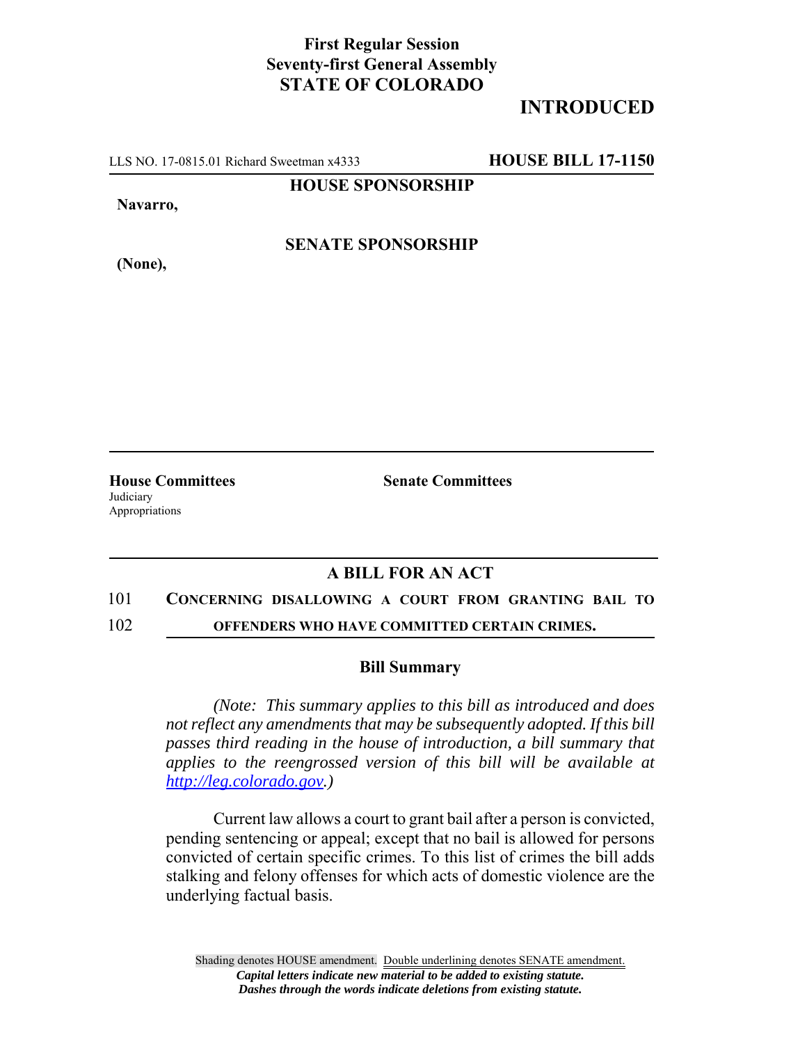**First Regular Session**
**Seventy-first General Assembly**
**STATE OF COLORADO**

# INTRODUCED

LLS NO. 17-0815.01 Richard Sweetman x4333 **HOUSE BILL 17-1150**

**HOUSE SPONSORSHIP**

**Navarro,**

**SENATE SPONSORSHIP**

**(None),**

**House Committees**
Judiciary
Appropriations

**Senate Committees**

## A BILL FOR AN ACT

101 **CONCERNING DISALLOWING A COURT FROM GRANTING BAIL TO**
102 **OFFENDERS WHO HAVE COMMITTED CERTAIN CRIMES.**

### Bill Summary

*(Note: This summary applies to this bill as introduced and does not reflect any amendments that may be subsequently adopted. If this bill passes third reading in the house of introduction, a bill summary that applies to the reengrossed version of this bill will be available at http://leg.colorado.gov.)*

Current law allows a court to grant bail after a person is convicted, pending sentencing or appeal; except that no bail is allowed for persons convicted of certain specific crimes. To this list of crimes the bill adds stalking and felony offenses for which acts of domestic violence are the underlying factual basis.

Shading denotes HOUSE amendment. Double underlining denotes SENATE amendment.
*Capital letters indicate new material to be added to existing statute.*
*Dashes through the words indicate deletions from existing statute.*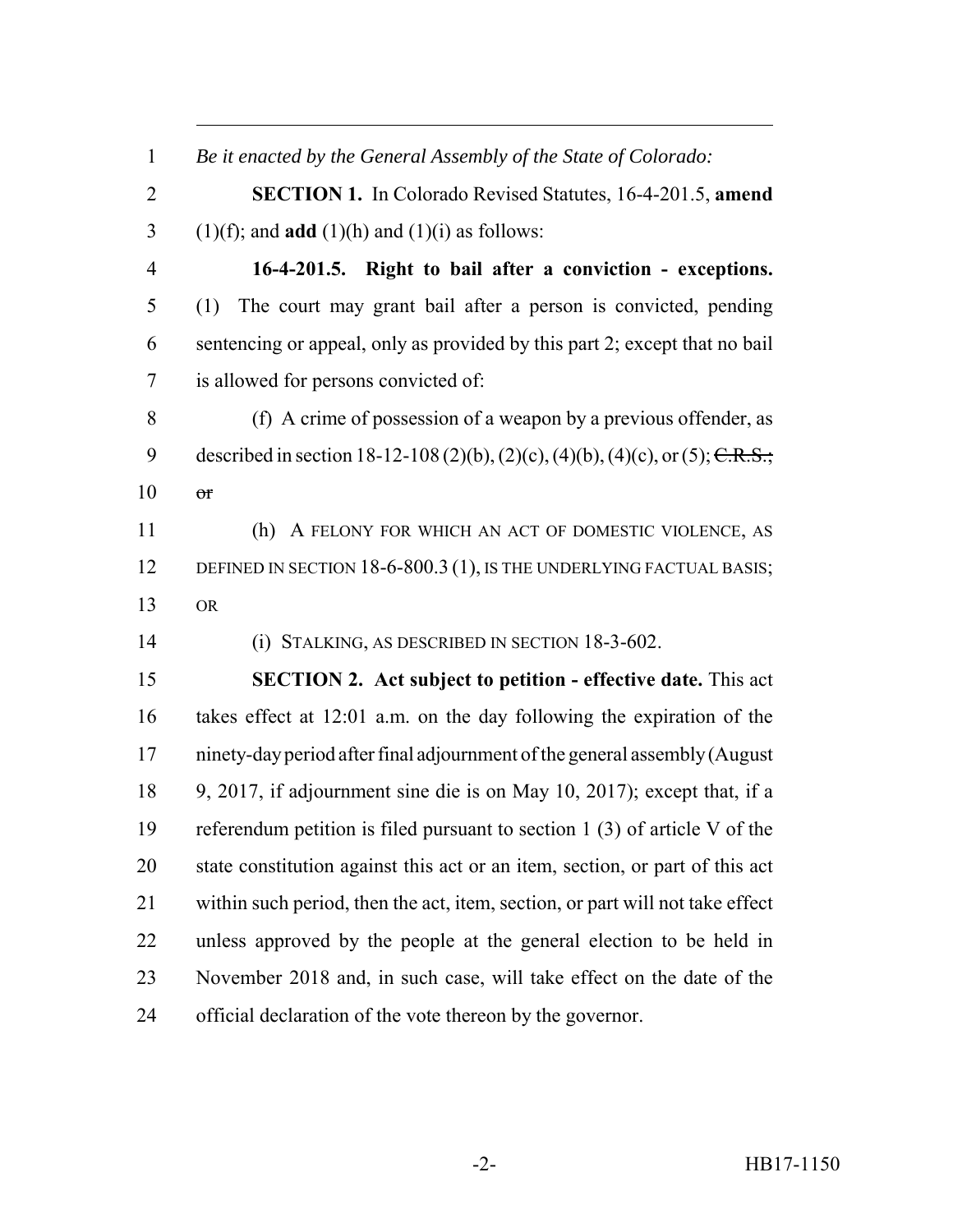*Be it enacted by the General Assembly of the State of Colorado:*

**SECTION 1.** In Colorado Revised Statutes, 16-4-201.5, **amend** (1)(f); and **add** (1)(h) and (1)(i) as follows:

**16-4-201.5. Right to bail after a conviction - exceptions.** (1) The court may grant bail after a person is convicted, pending sentencing or appeal, only as provided by this part 2; except that no bail is allowed for persons convicted of:

(f) A crime of possession of a weapon by a previous offender, as described in section 18-12-108 (2)(b), (2)(c), (4)(b), (4)(c), or (5); ~~C.R.S.;~~ ~~or~~

(h) A FELONY FOR WHICH AN ACT OF DOMESTIC VIOLENCE, AS DEFINED IN SECTION 18-6-800.3 (1), IS THE UNDERLYING FACTUAL BASIS; OR

(i) STALKING, AS DESCRIBED IN SECTION 18-3-602.

**SECTION 2. Act subject to petition - effective date.** This act takes effect at 12:01 a.m. on the day following the expiration of the ninety-day period after final adjournment of the general assembly (August 9, 2017, if adjournment sine die is on May 10, 2017); except that, if a referendum petition is filed pursuant to section 1 (3) of article V of the state constitution against this act or an item, section, or part of this act within such period, then the act, item, section, or part will not take effect unless approved by the people at the general election to be held in November 2018 and, in such case, will take effect on the date of the official declaration of the vote thereon by the governor.